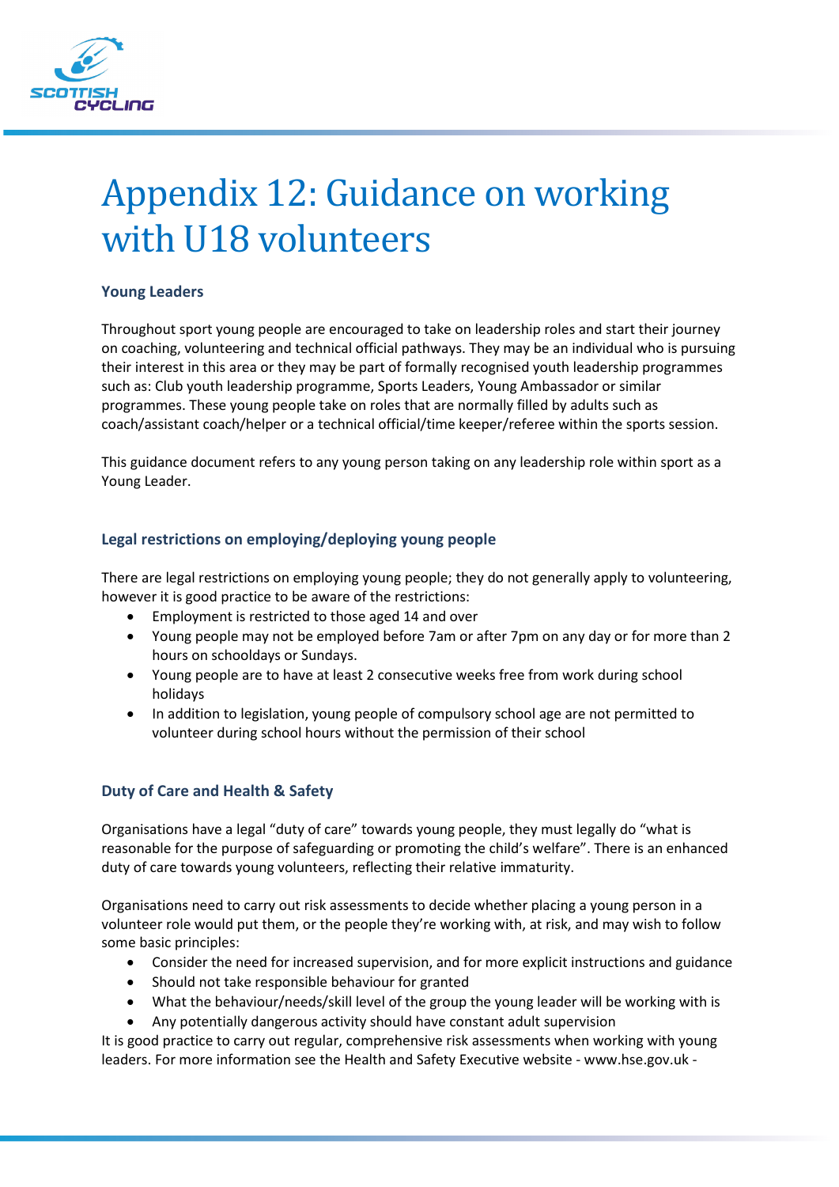# Appendix 12: Guidance on working with U18 volunteers

### Young Leaders

Throughout sport young people are encouraged to take on leadership roles and start their journey on coaching, volunteering and technical official pathways. They may be an individual who is pursuing their interest in this area or they may be part of formally recognised youth leadership programmes such as: Club youth leadership programme, Sports Leaders, Young Ambassador or similar programmes. These young people take on roles that are normally filled by adults such as coach/assistant coach/helper or a technical official/time keeper/referee within the sports session.

This guidance document refers to any young person taking on any leadership role within sport as a Young Leader.

### Legal restrictions on employing/deploying young people

There are legal restrictions on employing young people; they do not generally apply to volunteering, however it is good practice to be aware of the restrictions:

- Employment is restricted to those aged 14 and over
- Young people may not be employed before 7am or after 7pm on any day or for more than 2 hours on schooldays or Sundays.
- Young people are to have at least 2 consecutive weeks free from work during school holidays
- In addition to legislation, young people of compulsory school age are not permitted to volunteer during school hours without the permission of their school

### Duty of Care and Health & Safety

Organisations have a legal "duty of care" towards young people, they must legally do "what is reasonable for the purpose of safeguarding or promoting the child's welfare". There is an enhanced duty of care towards young volunteers, reflecting their relative immaturity.

Organisations need to carry out risk assessments to decide whether placing a young person in a volunteer role would put them, or the people they're working with, at risk, and may wish to follow some basic principles:

- Consider the need for increased supervision, and for more explicit instructions and guidance
- Should not take responsible behaviour for granted
- What the behaviour/needs/skill level of the group the young leader will be working with is
- Any potentially dangerous activity should have constant adult supervision

It is good practice to carry out regular, comprehensive risk assessments when working with young leaders. For more information see the Health and Safety Executive website - www.hse.gov.uk -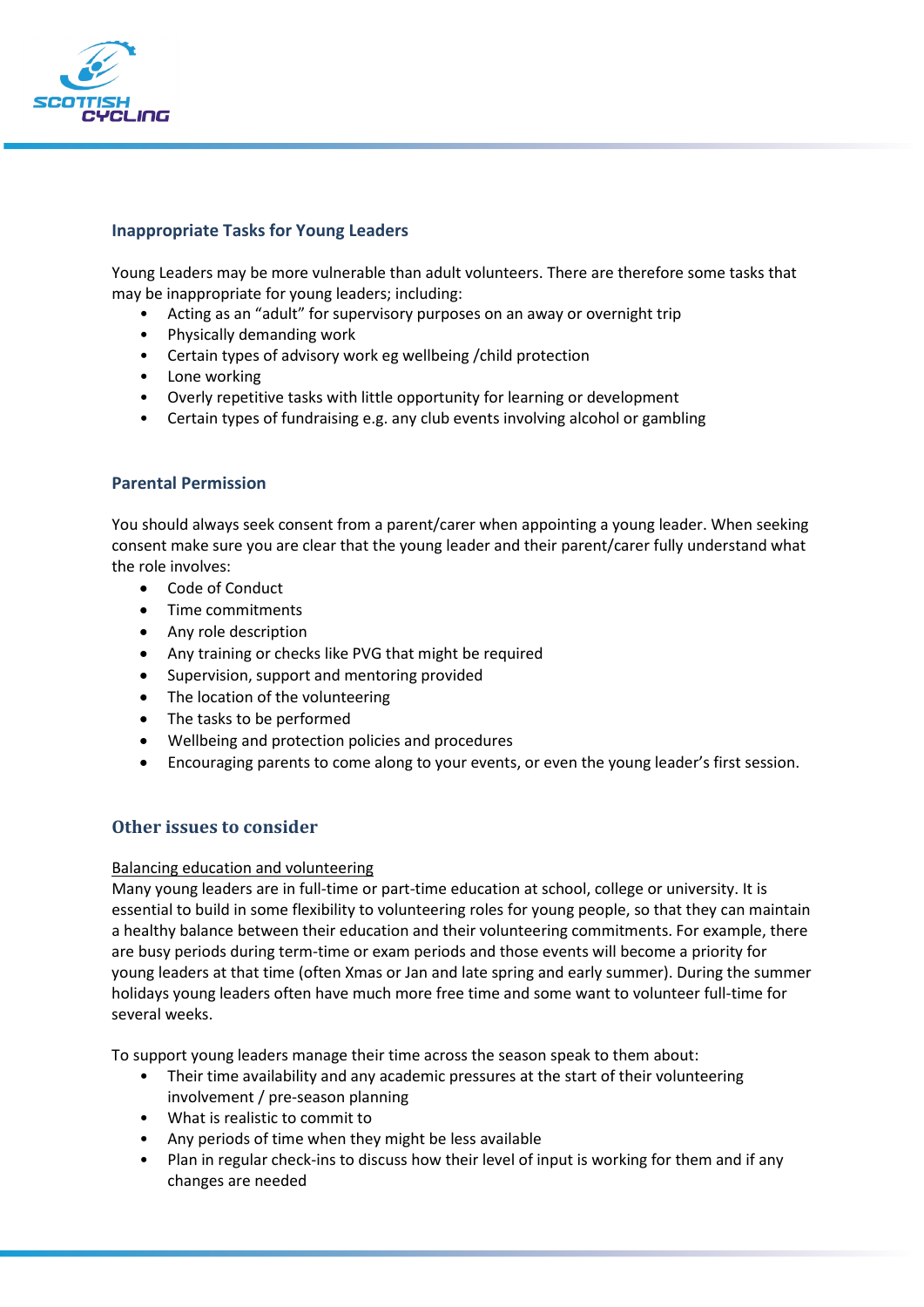## Inappropriate Tasks for Young Leaders

Young Leaders may be more vulnerable than adult volunteers. There are therefore some tasks that may be inappropriate for young leaders; including:

- Acting as an “adult” for supervisory purposes on an away or overnight trip
- Physically demanding work
- Certain types of advisory work eg wellbeing /child protection
- Lone working
- Overly repetitive tasks with little opportunity for learning or development
- Certain types of fundraising e.g. any club events involving alcohol or gambling

## Parental Permission

You should always seek consent from a parent/carer when appointing a young leader. When seeking consent make sure you are clear that the young leader and their parent/carer fully understand what the role involves:

- Code of Conduct
- Time commitments
- Any role description
- Any training or checks like PVG that might be required
- Supervision, support and mentoring provided
- The location of the volunteering
- The tasks to be performed
- Wellbeing and protection policies and procedures
- Encouraging parents to come along to your events, or even the young leader’s first session.

## Other issues to consider

Balancing education and volunteering

Many young leaders are in full-time or part-time education at school, college or university. It is essential to build in some flexibility to volunteering roles for young people, so that they can maintain a healthy balance between their education and their volunteering commitments. For example, there are busy periods during term-time or exam periods and those events will become a priority for young leaders at that time (often Xmas or Jan and late spring and early summer). During the summer holidays young leaders often have much more free time and some want to volunteer full-time for several weeks.

To support young leaders manage their time across the season speak to them about:

- Their time availability and any academic pressures at the start of their volunteering involvement / pre-season planning
- What is realistic to commit to
- Any periods of time when they might be less available
- Plan in regular check-ins to discuss how their level of input is working for them and if any changes are needed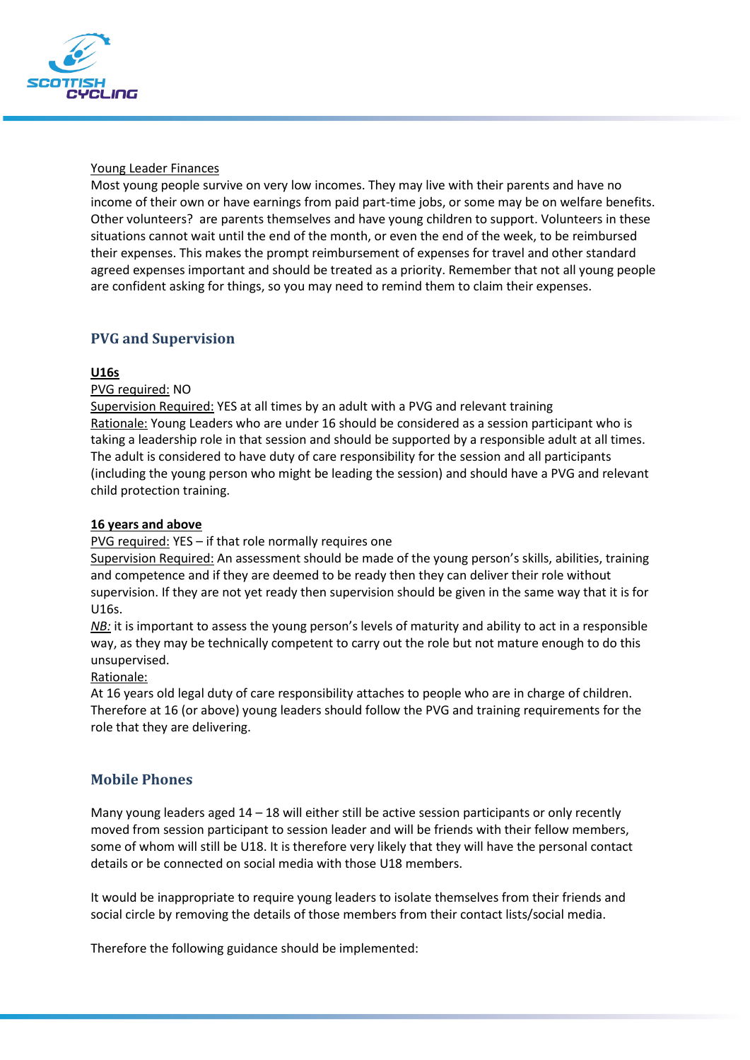Young Leader Finances

Most young people survive on very low incomes. They may live with their parents and have no income of their own or have earnings from paid part-time jobs, or some may be on welfare benefits. Other volunteers? are parents themselves and have young children to support. Volunteers in these situations cannot wait until the end of the month, or even the end of the week, to be reimbursed their expenses. This makes the prompt reimbursement of expenses for travel and other standard agreed expenses important and should be treated as a priority. Remember that not all young people are confident asking for things, so you may need to remind them to claim their expenses.

## PVG and Supervision

**U16s**

PVG required: NO

Supervision Required: YES at all times by an adult with a PVG and relevant training

Rationale: Young Leaders who are under 16 should be considered as a session participant who is taking a leadership role in that session and should be supported by a responsible adult at all times. The adult is considered to have duty of care responsibility for the session and all participants (including the young person who might be leading the session) and should have a PVG and relevant child protection training.

**16 years and above**

PVG required: YES – if that role normally requires one

Supervision Required: An assessment should be made of the young person's skills, abilities, training and competence and if they are deemed to be ready then they can deliver their role without supervision. If they are not yet ready then supervision should be given in the same way that it is for U16s.

*NB:* it is important to assess the young person's levels of maturity and ability to act in a responsible way, as they may be technically competent to carry out the role but not mature enough to do this unsupervised.

Rationale:

At 16 years old legal duty of care responsibility attaches to people who are in charge of children. Therefore at 16 (or above) young leaders should follow the PVG and training requirements for the role that they are delivering.

## Mobile Phones

Many young leaders aged 14 – 18 will either still be active session participants or only recently moved from session participant to session leader and will be friends with their fellow members, some of whom will still be U18. It is therefore very likely that they will have the personal contact details or be connected on social media with those U18 members.

It would be inappropriate to require young leaders to isolate themselves from their friends and social circle by removing the details of those members from their contact lists/social media.

Therefore the following guidance should be implemented: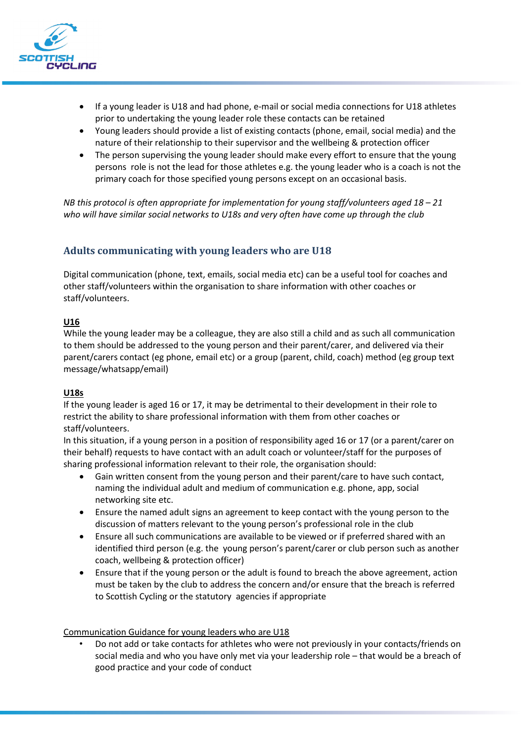- If a young leader is U18 and had phone, e-mail or social media connections for U18 athletes prior to undertaking the young leader role these contacts can be retained
- Young leaders should provide a list of existing contacts (phone, email, social media) and the nature of their relationship to their supervisor and the wellbeing & protection officer
- The person supervising the young leader should make every effort to ensure that the young persons role is not the lead for those athletes e.g. the young leader who is a coach is not the primary coach for those specified young persons except on an occasional basis.

*NB this protocol is often appropriate for implementation for young staff/volunteers aged 18 – 21 who will have similar social networks to U18s and very often have come up through the club*

## Adults communicating with young leaders who are U18

Digital communication (phone, text, emails, social media etc) can be a useful tool for coaches and other staff/volunteers within the organisation to share information with other coaches or staff/volunteers.

**U16**

While the young leader may be a colleague, they are also still a child and as such all communication to them should be addressed to the young person and their parent/carer, and delivered via their parent/carers contact (eg phone, email etc) or a group (parent, child, coach) method (eg group text message/whatsapp/email)

**U18s**

If the young leader is aged 16 or 17, it may be detrimental to their development in their role to restrict the ability to share professional information with them from other coaches or staff/volunteers.

In this situation, if a young person in a position of responsibility aged 16 or 17 (or a parent/carer on their behalf) requests to have contact with an adult coach or volunteer/staff for the purposes of sharing professional information relevant to their role, the organisation should:

- Gain written consent from the young person and their parent/care to have such contact, naming the individual adult and medium of communication e.g. phone, app, social networking site etc.
- Ensure the named adult signs an agreement to keep contact with the young person to the discussion of matters relevant to the young person's professional role in the club
- Ensure all such communications are available to be viewed or if preferred shared with an identified third person (e.g. the young person's parent/carer or club person such as another coach, wellbeing & protection officer)
- Ensure that if the young person or the adult is found to breach the above agreement, action must be taken by the club to address the concern and/or ensure that the breach is referred to Scottish Cycling or the statutory agencies if appropriate

Communication Guidance for young leaders who are U18

- Do not add or take contacts for athletes who were not previously in your contacts/friends on social media and who you have only met via your leadership role – that would be a breach of good practice and your code of conduct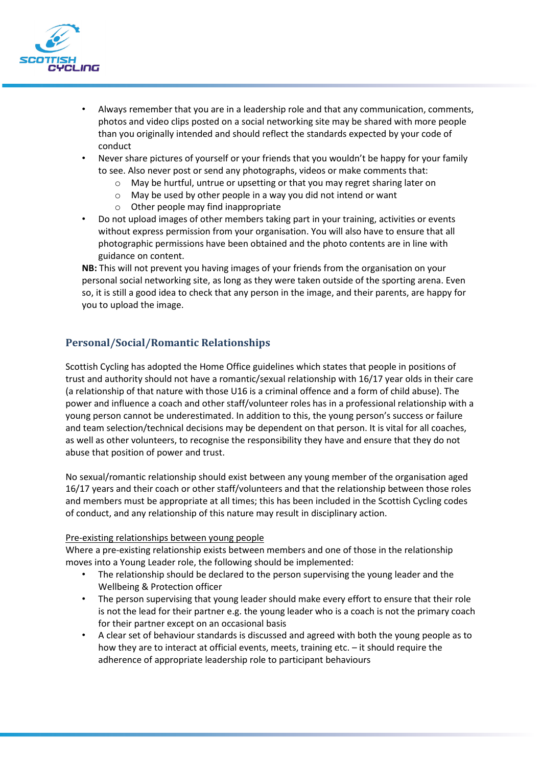- Always remember that you are in a leadership role and that any communication, comments, photos and video clips posted on a social networking site may be shared with more people than you originally intended and should reflect the standards expected by your code of conduct
- Never share pictures of yourself or your friends that you wouldn't be happy for your family to see. Also never post or send any photographs, videos or make comments that:
    - May be hurtful, untrue or upsetting or that you may regret sharing later on
    - May be used by other people in a way you did not intend or want
    - Other people may find inappropriate
- Do not upload images of other members taking part in your training, activities or events without express permission from your organisation. You will also have to ensure that all photographic permissions have been obtained and the photo contents are in line with guidance on content.

**NB:** This will not prevent you having images of your friends from the organisation on your personal social networking site, as long as they were taken outside of the sporting arena. Even so, it is still a good idea to check that any person in the image, and their parents, are happy for you to upload the image.

## Personal/Social/Romantic Relationships

Scottish Cycling has adopted the Home Office guidelines which states that people in positions of trust and authority should not have a romantic/sexual relationship with 16/17 year olds in their care (a relationship of that nature with those U16 is a criminal offence and a form of child abuse). The power and influence a coach and other staff/volunteer roles has in a professional relationship with a young person cannot be underestimated. In addition to this, the young person's success or failure and team selection/technical decisions may be dependent on that person. It is vital for all coaches, as well as other volunteers, to recognise the responsibility they have and ensure that they do not abuse that position of power and trust.

No sexual/romantic relationship should exist between any young member of the organisation aged 16/17 years and their coach or other staff/volunteers and that the relationship between those roles and members must be appropriate at all times; this has been included in the Scottish Cycling codes of conduct, and any relationship of this nature may result in disciplinary action.

<u>Pre-existing relationships between young people</u>

Where a pre-existing relationship exists between members and one of those in the relationship moves into a Young Leader role, the following should be implemented:

- The relationship should be declared to the person supervising the young leader and the Wellbeing & Protection officer
- The person supervising that young leader should make every effort to ensure that their role is not the lead for their partner e.g. the young leader who is a coach is not the primary coach for their partner except on an occasional basis
- A clear set of behaviour standards is discussed and agreed with both the young people as to how they are to interact at official events, meets, training etc. – it should require the adherence of appropriate leadership role to participant behaviours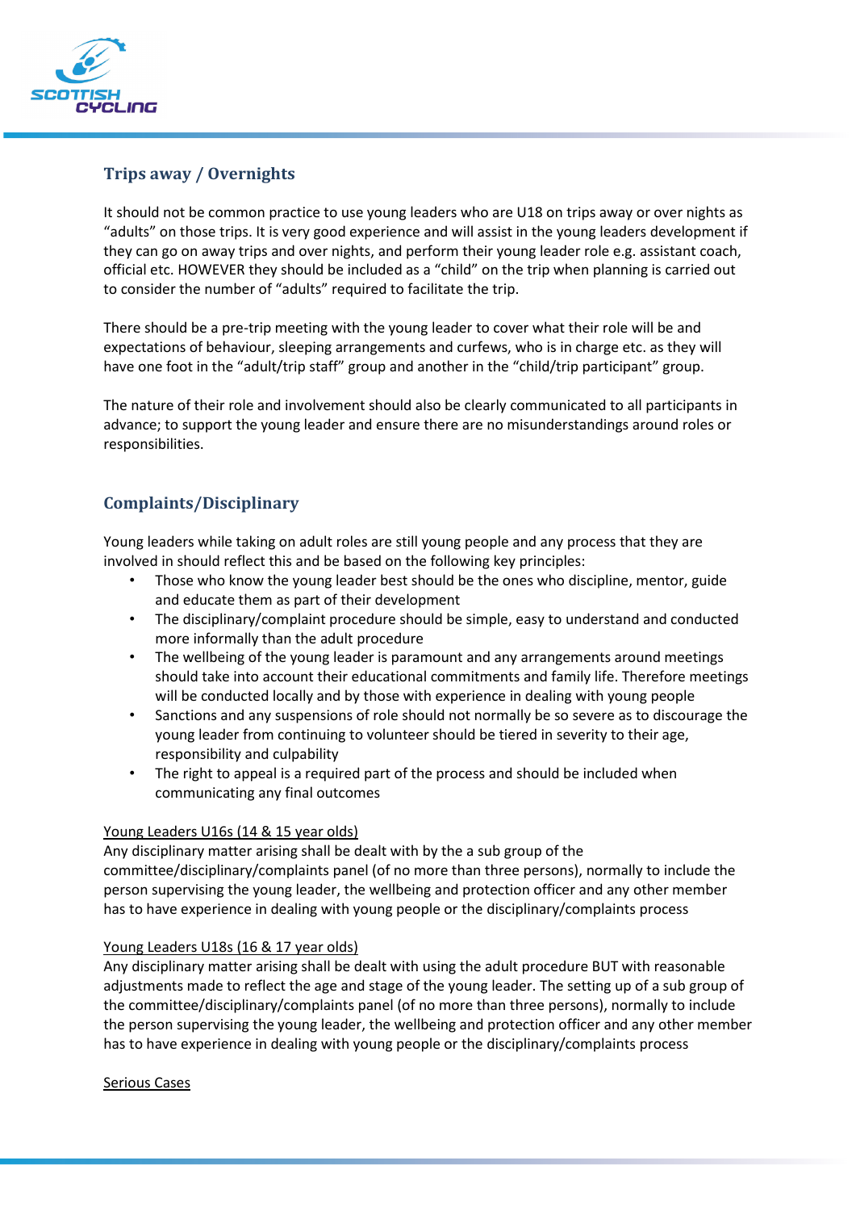## Trips away / Overnights

It should not be common practice to use young leaders who are U18 on trips away or over nights as "adults" on those trips. It is very good experience and will assist in the young leaders development if they can go on away trips and over nights, and perform their young leader role e.g. assistant coach, official etc. HOWEVER they should be included as a "child" on the trip when planning is carried out to consider the number of "adults" required to facilitate the trip.

There should be a pre-trip meeting with the young leader to cover what their role will be and expectations of behaviour, sleeping arrangements and curfews, who is in charge etc. as they will have one foot in the "adult/trip staff" group and another in the "child/trip participant" group.

The nature of their role and involvement should also be clearly communicated to all participants in advance; to support the young leader and ensure there are no misunderstandings around roles or responsibilities.

## Complaints/Disciplinary

Young leaders while taking on adult roles are still young people and any process that they are involved in should reflect this and be based on the following key principles:

- Those who know the young leader best should be the ones who discipline, mentor, guide and educate them as part of their development
- The disciplinary/complaint procedure should be simple, easy to understand and conducted more informally than the adult procedure
- The wellbeing of the young leader is paramount and any arrangements around meetings should take into account their educational commitments and family life. Therefore meetings will be conducted locally and by those with experience in dealing with young people
- Sanctions and any suspensions of role should not normally be so severe as to discourage the young leader from continuing to volunteer should be tiered in severity to their age, responsibility and culpability
- The right to appeal is a required part of the process and should be included when communicating any final outcomes

<u>Young Leaders U16s (14 & 15 year olds)</u>
Any disciplinary matter arising shall be dealt with by the a sub group of the committee/disciplinary/complaints panel (of no more than three persons), normally to include the person supervising the young leader, the wellbeing and protection officer and any other member has to have experience in dealing with young people or the disciplinary/complaints process

<u>Young Leaders U18s (16 & 17 year olds)</u>
Any disciplinary matter arising shall be dealt with using the adult procedure BUT with reasonable adjustments made to reflect the age and stage of the young leader. The setting up of a sub group of the committee/disciplinary/complaints panel (of no more than three persons), normally to include the person supervising the young leader, the wellbeing and protection officer and any other member has to have experience in dealing with young people or the disciplinary/complaints process

<u>Serious Cases</u>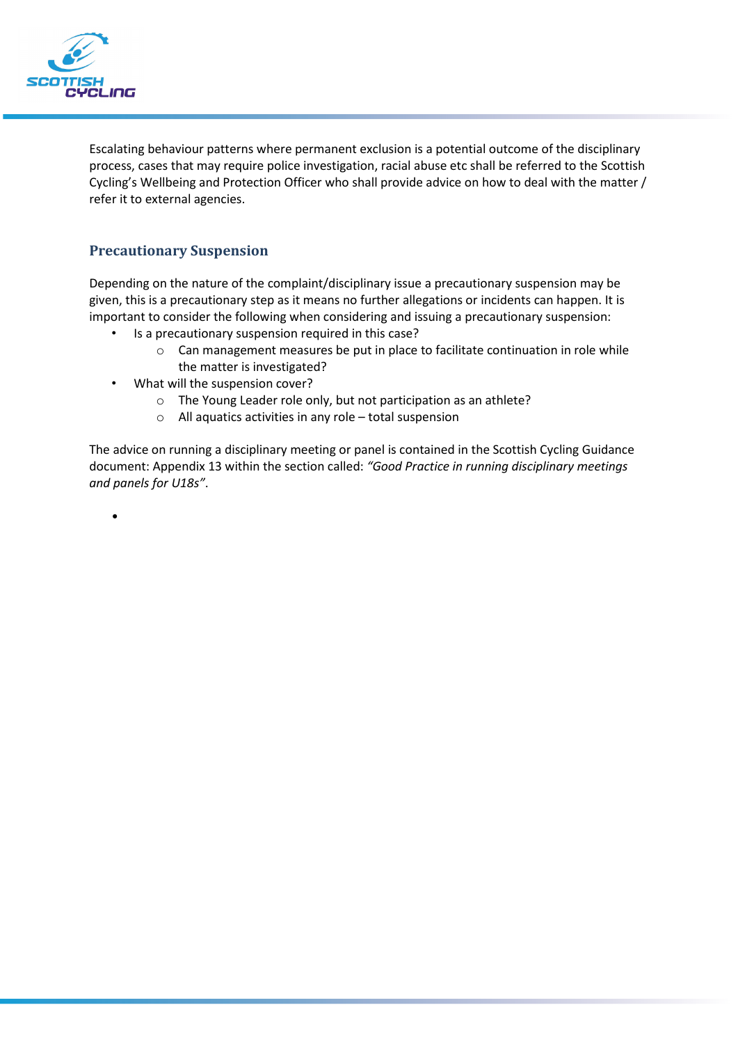Escalating behaviour patterns where permanent exclusion is a potential outcome of the disciplinary process, cases that may require police investigation, racial abuse etc shall be referred to the Scottish Cycling's Wellbeing and Protection Officer who shall provide advice on how to deal with the matter / refer it to external agencies.

## Precautionary Suspension

Depending on the nature of the complaint/disciplinary issue a precautionary suspension may be given, this is a precautionary step as it means no further allegations or incidents can happen. It is important to consider the following when considering and issuing a precautionary suspension:

- Is a precautionary suspension required in this case?
  - Can management measures be put in place to facilitate continuation in role while the matter is investigated?
- What will the suspension cover?
  - The Young Leader role only, but not participation as an athlete?
  - All aquatics activities in any role – total suspension

The advice on running a disciplinary meeting or panel is contained in the Scottish Cycling Guidance document: Appendix 13 within the section called: *"Good Practice in running disciplinary meetings and panels for U18s"*.